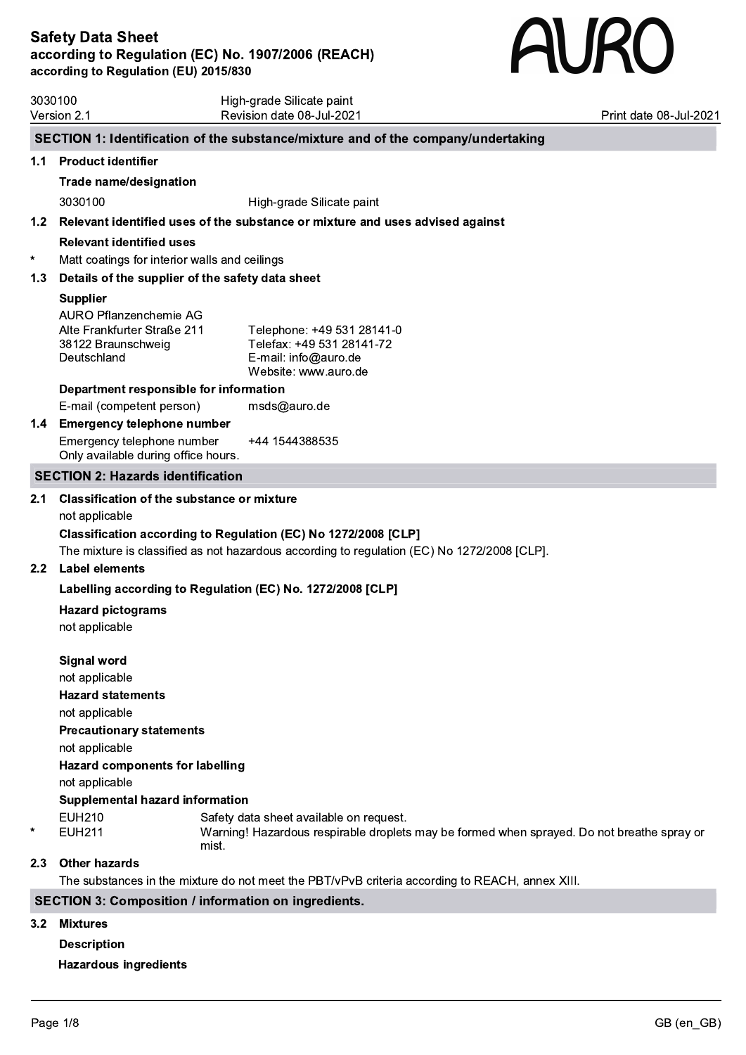# Safety Data Sheet
**according to Regulation (EC) No. 1907/2006 (REACH)**
**according to Regulation (EU) 2015/830**

AURO

3030100 High-grade Silicate paint
Version 2.1 Revision date 08-Jul-2021 Print date 08-Jul-2021

## SECTION 1: Identification of the substance/mixture and of the company/undertaking

### 1.1 Product identifier

**Trade name/designation**

| | |
|---|---|
| 3030100 | High-grade Silicate paint |

### 1.2 Relevant identified uses of the substance or mixture and uses advised against

**Relevant identified uses**

* Matt coatings for interior walls and ceilings

### 1.3 Details of the supplier of the safety data sheet

**Supplier**

| | |
|---|---|
| AURO Pflanzenchemie AG | |
| Alte Frankfurter Straße 211 | Telephone: +49 531 28141-0 |
| 38122 Braunschweig | Telefax: +49 531 28141-72 |
| Deutschland | E-mail: info@auro.de |
| | Website: www.auro.de |

**Department responsible for information**

| | |
|---|---|
| E-mail (competent person) | msds@auro.de |

### 1.4 Emergency telephone number

| | |
|---|---|
| Emergency telephone number | +44 1544388535 |
| Only available during office hours. | |

## SECTION 2: Hazards identification

### 2.1 Classification of the substance or mixture

not applicable

**Classification according to Regulation (EC) No 1272/2008 [CLP]**

The mixture is classified as not hazardous according to regulation (EC) No 1272/2008 [CLP].

### 2.2 Label elements

**Labelling according to Regulation (EC) No. 1272/2008 [CLP]**

**Hazard pictograms**

not applicable

**Signal word**

not applicable

**Hazard statements**

not applicable

**Precautionary statements**

not applicable

**Hazard components for labelling**

not applicable

**Supplemental hazard information**

| | | |
|---|---|---|
| | EUH210 | Safety data sheet available on request. |
| * | EUH211 | Warning! Hazardous respirable droplets may be formed when sprayed. Do not breathe spray or mist. |

### 2.3 Other hazards

The substances in the mixture do not meet the PBT/vPvB criteria according to REACH, annex XIII.

## SECTION 3: Composition / information on ingredients.

### 3.2 Mixtures

**Description**

**Hazardous ingredients**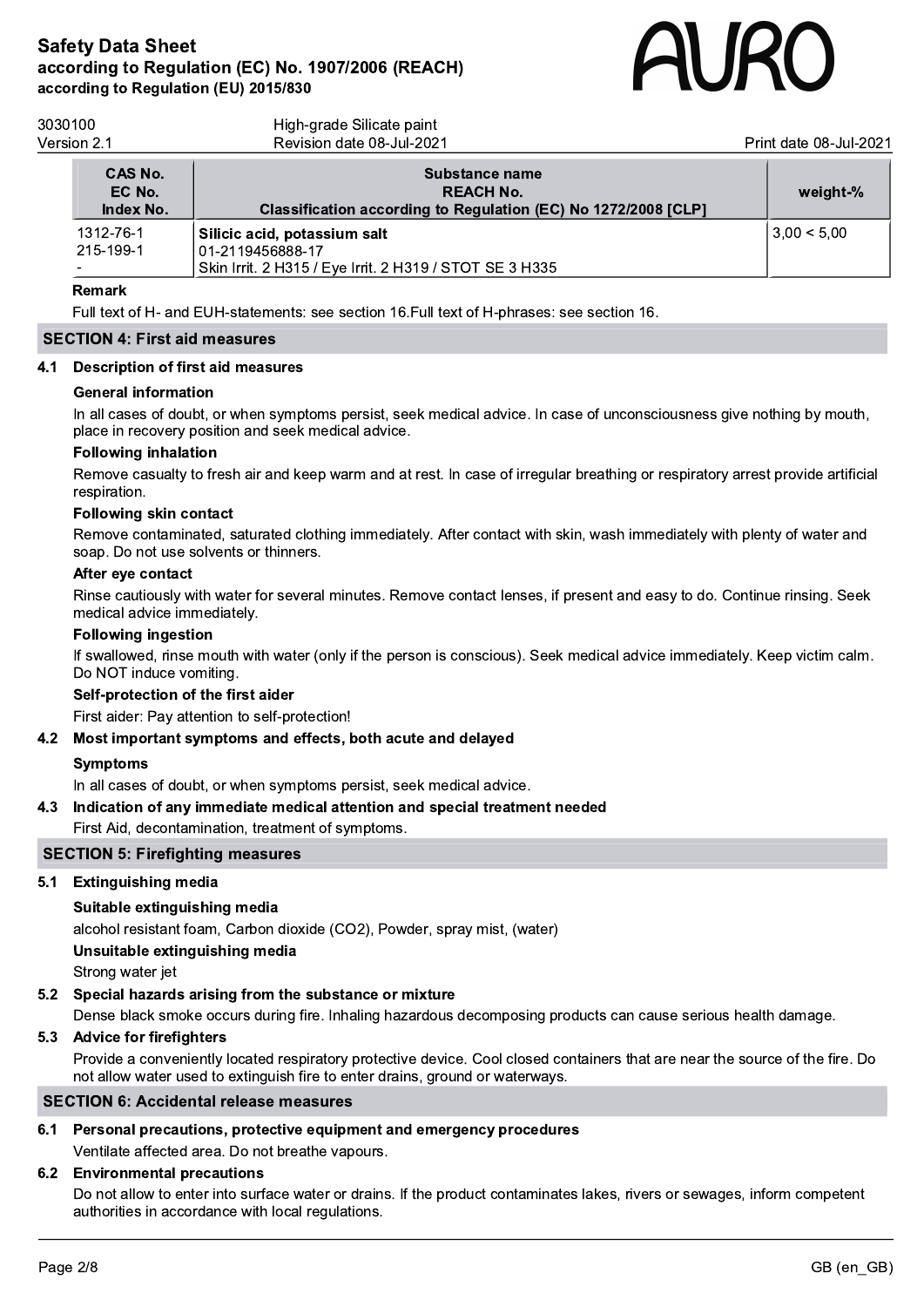| CAS No.<br>EC No.<br>Index No. | Substance name<br>REACH No.<br>Classification according to Regulation (EC) No 1272/2008 [CLP] | weight-% |
|---|---|---|
| 1312-76-1<br>215-199-1<br>- | **Silicic acid, potassium salt**<br>01-2119456888-17<br>Skin Irrit. 2 H315 / Eye Irrit. 2 H319 / STOT SE 3 H335 | 3,00 < 5,00 |

**Remark**

Full text of H- and EUH-statements: see section 16.Full text of H-phrases: see section 16.

## SECTION 4: First aid measures

### 4.1 Description of first aid measures

**General information**

In all cases of doubt, or when symptoms persist, seek medical advice. In case of unconsciousness give nothing by mouth, place in recovery position and seek medical advice.

**Following inhalation**

Remove casualty to fresh air and keep warm and at rest. In case of irregular breathing or respiratory arrest provide artificial respiration.

**Following skin contact**

Remove contaminated, saturated clothing immediately. After contact with skin, wash immediately with plenty of water and soap. Do not use solvents or thinners.

**After eye contact**

Rinse cautiously with water for several minutes. Remove contact lenses, if present and easy to do. Continue rinsing. Seek medical advice immediately.

**Following ingestion**

If swallowed, rinse mouth with water (only if the person is conscious). Seek medical advice immediately. Keep victim calm. Do NOT induce vomiting.

**Self-protection of the first aider**

First aider: Pay attention to self-protection!

### 4.2 Most important symptoms and effects, both acute and delayed

**Symptoms**

In all cases of doubt, or when symptoms persist, seek medical advice.

### 4.3 Indication of any immediate medical attention and special treatment needed

First Aid, decontamination, treatment of symptoms.

## SECTION 5: Firefighting measures

### 5.1 Extinguishing media

**Suitable extinguishing media**

alcohol resistant foam, Carbon dioxide ($CO_2$), Powder, spray mist, (water)

**Unsuitable extinguishing media**

Strong water jet

### 5.2 Special hazards arising from the substance or mixture

Dense black smoke occurs during fire. Inhaling hazardous decomposing products can cause serious health damage.

### 5.3 Advice for firefighters

Provide a conveniently located respiratory protective device. Cool closed containers that are near the source of the fire. Do not allow water used to extinguish fire to enter drains, ground or waterways.

## SECTION 6: Accidental release measures

### 6.1 Personal precautions, protective equipment and emergency procedures

Ventilate affected area. Do not breathe vapours.

### 6.2 Environmental precautions

Do not allow to enter into surface water or drains. If the product contaminates lakes, rivers or sewages, inform competent authorities in accordance with local regulations.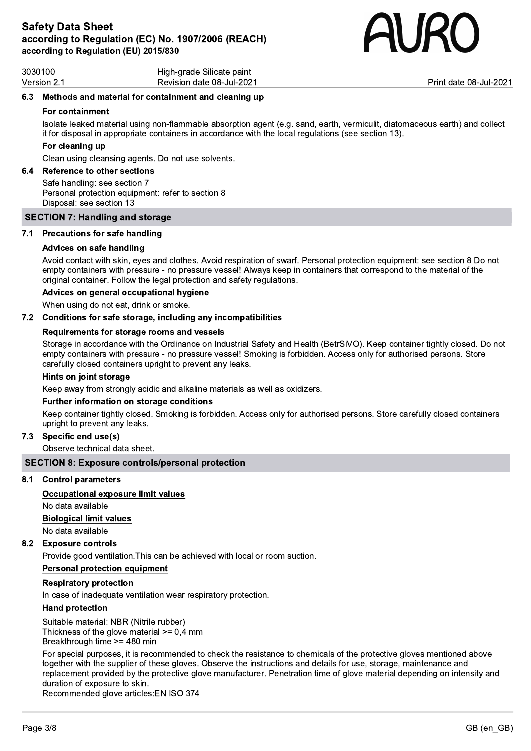### 6.3 Methods and material for containment and cleaning up

**For containment**

Isolate leaked material using non-flammable absorption agent (e.g. sand, earth, vermiculit, diatomaceous earth) and collect it for disposal in appropriate containers in accordance with the local regulations (see section 13).

**For cleaning up**

Clean using cleansing agents. Do not use solvents.

### 6.4 Reference to other sections

Safe handling: see section 7
Personal protection equipment: refer to section 8
Disposal: see section 13

## SECTION 7: Handling and storage

### 7.1 Precautions for safe handling

**Advices on safe handling**

Avoid contact with skin, eyes and clothes. Avoid respiration of swarf. Personal protection equipment: see section 8 Do not empty containers with pressure - no pressure vessel! Always keep in containers that correspond to the material of the original container. Follow the legal protection and safety regulations.

**Advices on general occupational hygiene**

When using do not eat, drink or smoke.

### 7.2 Conditions for safe storage, including any incompatibilities

**Requirements for storage rooms and vessels**

Storage in accordance with the Ordinance on Industrial Safety and Health (BetrSiVO). Keep container tightly closed. Do not empty containers with pressure - no pressure vessel! Smoking is forbidden. Access only for authorised persons. Store carefully closed containers upright to prevent any leaks.

**Hints on joint storage**

Keep away from strongly acidic and alkaline materials as well as oxidizers.

**Further information on storage conditions**

Keep container tightly closed. Smoking is forbidden. Access only for authorised persons. Store carefully closed containers upright to prevent any leaks.

### 7.3 Specific end use(s)

Observe technical data sheet.

## SECTION 8: Exposure controls/personal protection

### 8.1 Control parameters

<u>Occupational exposure limit values</u>

No data available

<u>Biological limit values</u>

No data available

### 8.2 Exposure controls

Provide good ventilation.This can be achieved with local or room suction.

<u>Personal protection equipment</u>

**Respiratory protection**

In case of inadequate ventilation wear respiratory protection.

**Hand protection**

Suitable material: NBR (Nitrile rubber)
Thickness of the glove material >= 0,4 mm
Breakthrough time >= 480 min

For special purposes, it is recommended to check the resistance to chemicals of the protective gloves mentioned above together with the supplier of these gloves. Observe the instructions and details for use, storage, maintenance and replacement provided by the protective glove manufacturer. Penetration time of glove material depending on intensity and duration of exposure to skin.
Recommended glove articles:EN ISO 374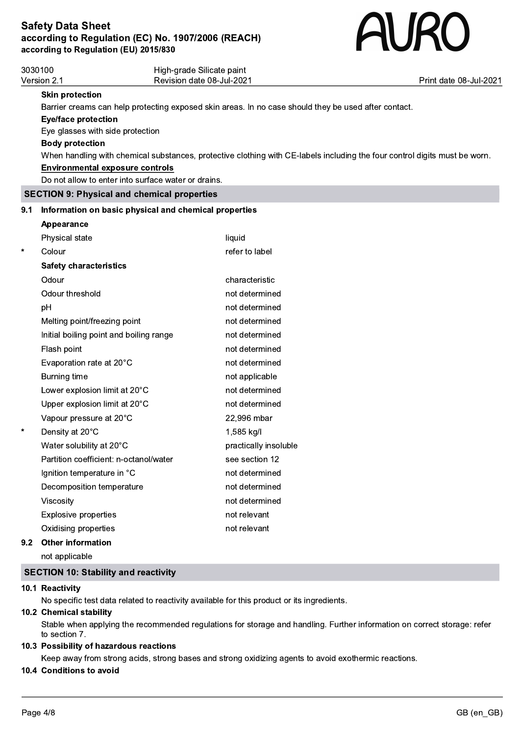**Skin protection**

Barrier creams can help protecting exposed skin areas. In no case should they be used after contact.

**Eye/face protection**

Eye glasses with side protection

**Body protection**

When handling with chemical substances, protective clothing with CE-labels including the four control digits must be worn.

**Environmental exposure controls**

Do not allow to enter into surface water or drains.

## SECTION 9: Physical and chemical properties

### 9.1 Information on basic physical and chemical properties

**Appearance**

| | Property | Value |
|---|---|---|
| | Physical state | liquid |
| * | Colour | refer to label |

**Safety characteristics**

| | Property | Value |
|---|---|---|
| | Odour | characteristic |
| | Odour threshold | not determined |
| | pH | not determined |
| | Melting point/freezing point | not determined |
| | Initial boiling point and boiling range | not determined |
| | Flash point | not determined |
| | Evaporation rate at 20°C | not determined |
| | Burning time | not applicable |
| | Lower explosion limit at 20°C | not determined |
| | Upper explosion limit at 20°C | not determined |
| | Vapour pressure at 20°C | 22,996 mbar |
| * | Density at 20°C | 1,585 kg/l |
| | Water solubility at 20°C | practically insoluble |
| | Partition coefficient: n-octanol/water | see section 12 |
| | Ignition temperature in °C | not determined |
| | Decomposition temperature | not determined |
| | Viscosity | not determined |
| | Explosive properties | not relevant |
| | Oxidising properties | not relevant |

### 9.2 Other information

not applicable

## SECTION 10: Stability and reactivity

### 10.1 Reactivity

No specific test data related to reactivity available for this product or its ingredients.

### 10.2 Chemical stability

Stable when applying the recommended regulations for storage and handling. Further information on correct storage: refer to section 7.

### 10.3 Possibility of hazardous reactions

Keep away from strong acids, strong bases and strong oxidizing agents to avoid exothermic reactions.

### 10.4 Conditions to avoid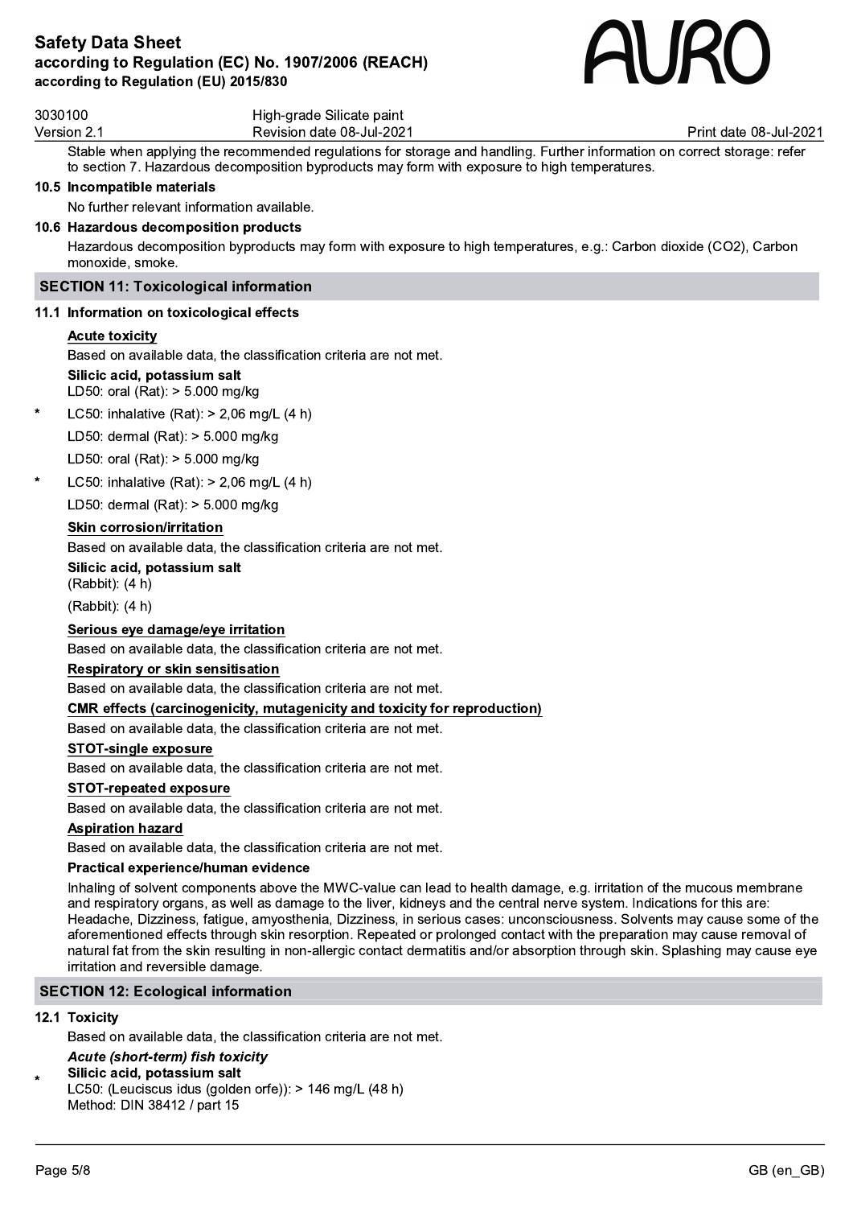Stable when applying the recommended regulations for storage and handling. Further information on correct storage: refer to section 7. Hazardous decomposition byproducts may form with exposure to high temperatures.

### 10.5 Incompatible materials

No further relevant information available.

### 10.6 Hazardous decomposition products

Hazardous decomposition byproducts may form with exposure to high temperatures, e.g.: Carbon dioxide ($CO_2$), Carbon monoxide, smoke.

## SECTION 11: Toxicological information

### 11.1 Information on toxicological effects

**Acute toxicity**

Based on available data, the classification criteria are not met.

**Silicic acid, potassium salt**
LD50: oral (Rat): > 5.000 mg/kg

\* LC50: inhalative (Rat): > 2,06 mg/L (4 h)

LD50: dermal (Rat): > 5.000 mg/kg

LD50: oral (Rat): > 5.000 mg/kg

\* LC50: inhalative (Rat): > 2,06 mg/L (4 h)

LD50: dermal (Rat): > 5.000 mg/kg

**Skin corrosion/irritation**

Based on available data, the classification criteria are not met.

**Silicic acid, potassium salt**
(Rabbit): (4 h)

(Rabbit): (4 h)

**Serious eye damage/eye irritation**

Based on available data, the classification criteria are not met.

**Respiratory or skin sensitisation**

Based on available data, the classification criteria are not met.

**CMR effects (carcinogenicity, mutagenicity and toxicity for reproduction)**

Based on available data, the classification criteria are not met.

**STOT-single exposure**

Based on available data, the classification criteria are not met.

**STOT-repeated exposure**

Based on available data, the classification criteria are not met.

**Aspiration hazard**

Based on available data, the classification criteria are not met.

**Practical experience/human evidence**

Inhaling of solvent components above the MWC-value can lead to health damage, e.g. irritation of the mucous membrane and respiratory organs, as well as damage to the liver, kidneys and the central nerve system. Indications for this are: Headache, Dizziness, fatigue, amyosthenia, Dizziness, in serious cases: unconsciousness. Solvents may cause some of the aforementioned effects through skin resorption. Repeated or prolonged contact with the preparation may cause removal of natural fat from the skin resulting in non-allergic contact dermatitis and/or absorption through skin. Splashing may cause eye irritation and reversible damage.

## SECTION 12: Ecological information

### 12.1 Toxicity

Based on available data, the classification criteria are not met.

***Acute (short-term) fish toxicity***

\* **Silicic acid, potassium salt**
LC50: (Leuciscus idus (golden orfe)): > 146 mg/L (48 h)
Method: DIN 38412 / part 15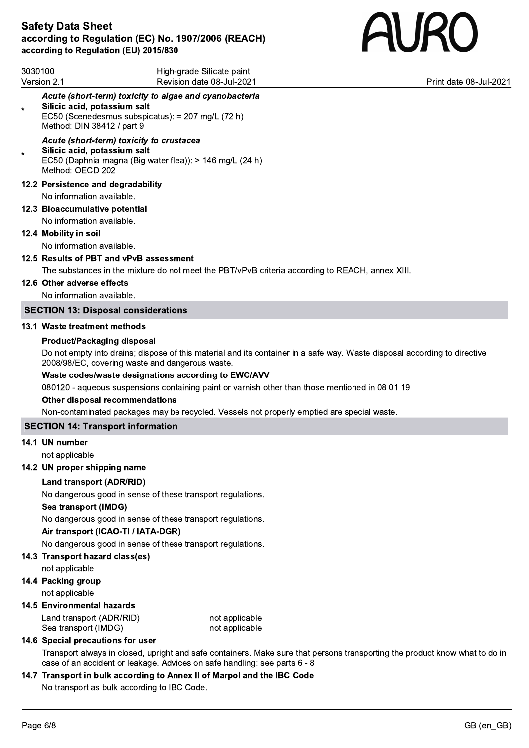*Acute (short-term) toxicity to algae and cyanobacteria*

\* **Silicic acid, potassium salt**
EC50 (Scenedesmus subspicatus): = 207 mg/L (72 h)
Method: DIN 38412 / part 9

*Acute (short-term) toxicity to crustacea*

\* **Silicic acid, potassium salt**
EC50 (Daphnia magna (Big water flea)): > 146 mg/L (24 h)
Method: OECD 202

### 12.2 Persistence and degradability

No information available.

### 12.3 Bioaccumulative potential

No information available.

### 12.4 Mobility in soil

No information available.

### 12.5 Results of PBT and vPvB assessment

The substances in the mixture do not meet the PBT/vPvB criteria according to REACH, annex XIII.

### 12.6 Other adverse effects

No information available.

## SECTION 13: Disposal considerations

### 13.1 Waste treatment methods

**Product/Packaging disposal**

Do not empty into drains; dispose of this material and its container in a safe way. Waste disposal according to directive 2008/98/EC, covering waste and dangerous waste.

**Waste codes/waste designations according to EWC/AVV**

080120 - aqueous suspensions containing paint or varnish other than those mentioned in 08 01 19

**Other disposal recommendations**

Non-contaminated packages may be recycled. Vessels not properly emptied are special waste.

## SECTION 14: Transport information

### 14.1 UN number

not applicable

### 14.2 UN proper shipping name

**Land transport (ADR/RID)**

No dangerous good in sense of these transport regulations.

**Sea transport (IMDG)**

No dangerous good in sense of these transport regulations.

**Air transport (ICAO-TI / IATA-DGR)**

No dangerous good in sense of these transport regulations.

### 14.3 Transport hazard class(es)

not applicable

### 14.4 Packing group

not applicable

### 14.5 Environmental hazards

| | |
|---|---|
| Land transport (ADR/RID) | not applicable |
| Sea transport (IMDG) | not applicable |

### 14.6 Special precautions for user

Transport always in closed, upright and safe containers. Make sure that persons transporting the product know what to do in case of an accident or leakage. Advices on safe handling: see parts 6 - 8

### 14.7 Transport in bulk according to Annex II of Marpol and the IBC Code

No transport as bulk according to IBC Code.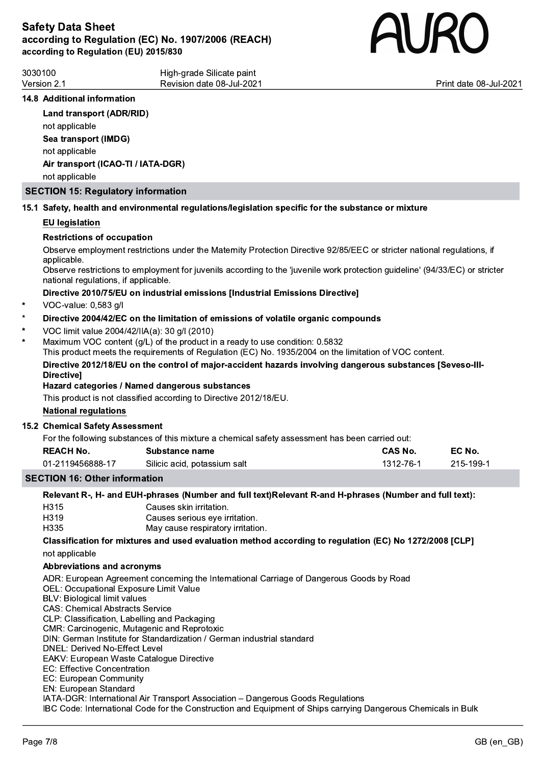### 14.8 Additional information

**Land transport (ADR/RID)**

not applicable

**Sea transport (IMDG)**

not applicable

**Air transport (ICAO-TI / IATA-DGR)**

not applicable

## SECTION 15: Regulatory information

### 15.1 Safety, health and environmental regulations/legislation specific for the substance or mixture

**EU legislation**

**Restrictions of occupation**

Observe employment restrictions under the Maternity Protection Directive 92/85/EEC or stricter national regulations, if applicable.
Observe restrictions to employment for juvenils according to the 'juvenile work protection guideline' (94/33/EC) or stricter national regulations, if applicable.

**Directive 2010/75/EU on industrial emissions [Industrial Emissions Directive]**

* VOC-value: 0,583 g/l

* **Directive 2004/42/EC on the limitation of emissions of volatile organic compounds**

* VOC limit value 2004/42/IIA(a): 30 g/l (2010)
* Maximum VOC content (g/L) of the product in a ready to use condition: 0.5832
This product meets the requirements of Regulation (EC) No. 1935/2004 on the limitation of VOC content.

**Directive 2012/18/EU on the control of major-accident hazards involving dangerous substances [Seveso-III-Directive]**

**Hazard categories / Named dangerous substances**

This product is not classified according to Directive 2012/18/EU.

**National regulations**

### 15.2 Chemical Safety Assessment

For the following substances of this mixture a chemical safety assessment has been carried out:

| REACH No. | Substance name | CAS No. | EC No. |
|---|---|---|---|
| 01-2119456888-17 | Silicic acid, potassium salt | 1312-76-1 | 215-199-1 |

## SECTION 16: Other information

**Relevant R-, H- and EUH-phrases (Number and full text)Relevant R-and H-phrases (Number and full text):**

| | |
|---|---|
| H315 | Causes skin irritation. |
| H319 | Causes serious eye irritation. |
| H335 | May cause respiratory irritation. |

**Classification for mixtures and used evaluation method according to regulation (EC) No 1272/2008 [CLP]**

not applicable

**Abbreviations and acronyms**

ADR: European Agreement concerning the International Carriage of Dangerous Goods by Road
OEL: Occupational Exposure Limit Value
BLV: Biological limit values
CAS: Chemical Abstracts Service
CLP: Classification, Labelling and Packaging
CMR: Carcinogenic, Mutagenic and Reprotoxic
DIN: German Institute for Standardization / German industrial standard
DNEL: Derived No-Effect Level
EAKV: European Waste Catalogue Directive
EC: Effective Concentration
EC: European Community
EN: European Standard
IATA-DGR: International Air Transport Association – Dangerous Goods Regulations
IBC Code: International Code for the Construction and Equipment of Ships carrying Dangerous Chemicals in Bulk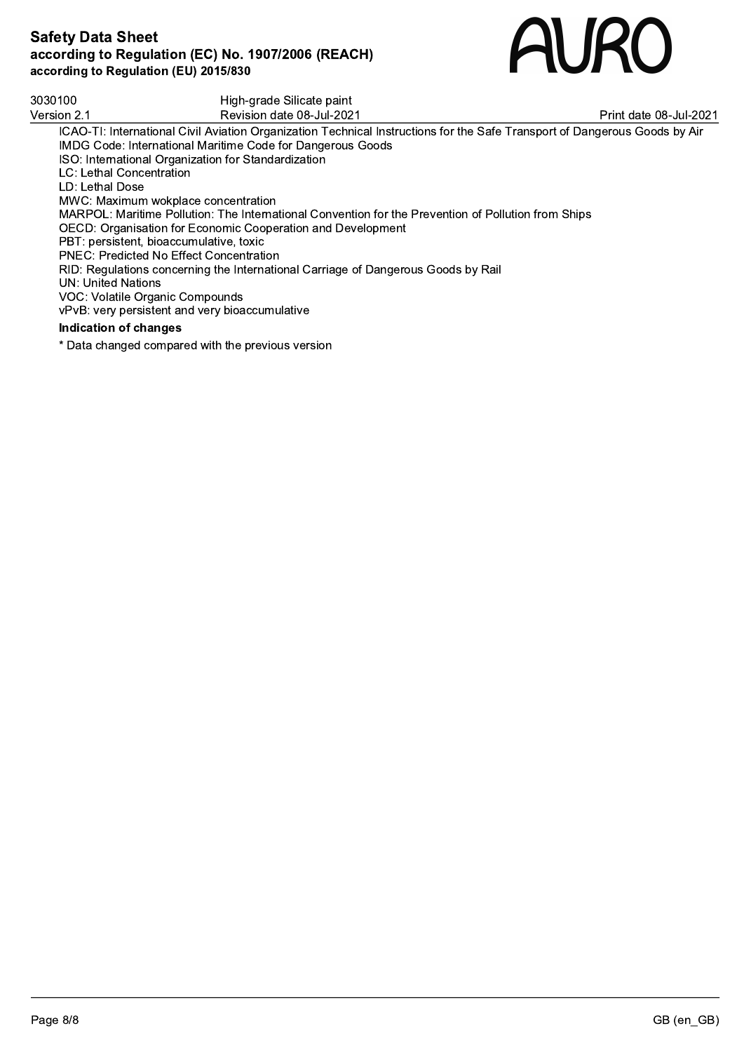ICAO-TI: International Civil Aviation Organization Technical Instructions for the Safe Transport of Dangerous Goods by Air
IMDG Code: International Maritime Code for Dangerous Goods
ISO: International Organization for Standardization
LC: Lethal Concentration
LD: Lethal Dose
MWC: Maximum wokplace concentration
MARPOL: Maritime Pollution: The International Convention for the Prevention of Pollution from Ships
OECD: Organisation for Economic Cooperation and Development
PBT: persistent, bioaccumulative, toxic
PNEC: Predicted No Effect Concentration
RID: Regulations concerning the International Carriage of Dangerous Goods by Rail
UN: United Nations
VOC: Volatile Organic Compounds
vPvB: very persistent and very bioaccumulative

**Indication of changes**

* Data changed compared with the previous version